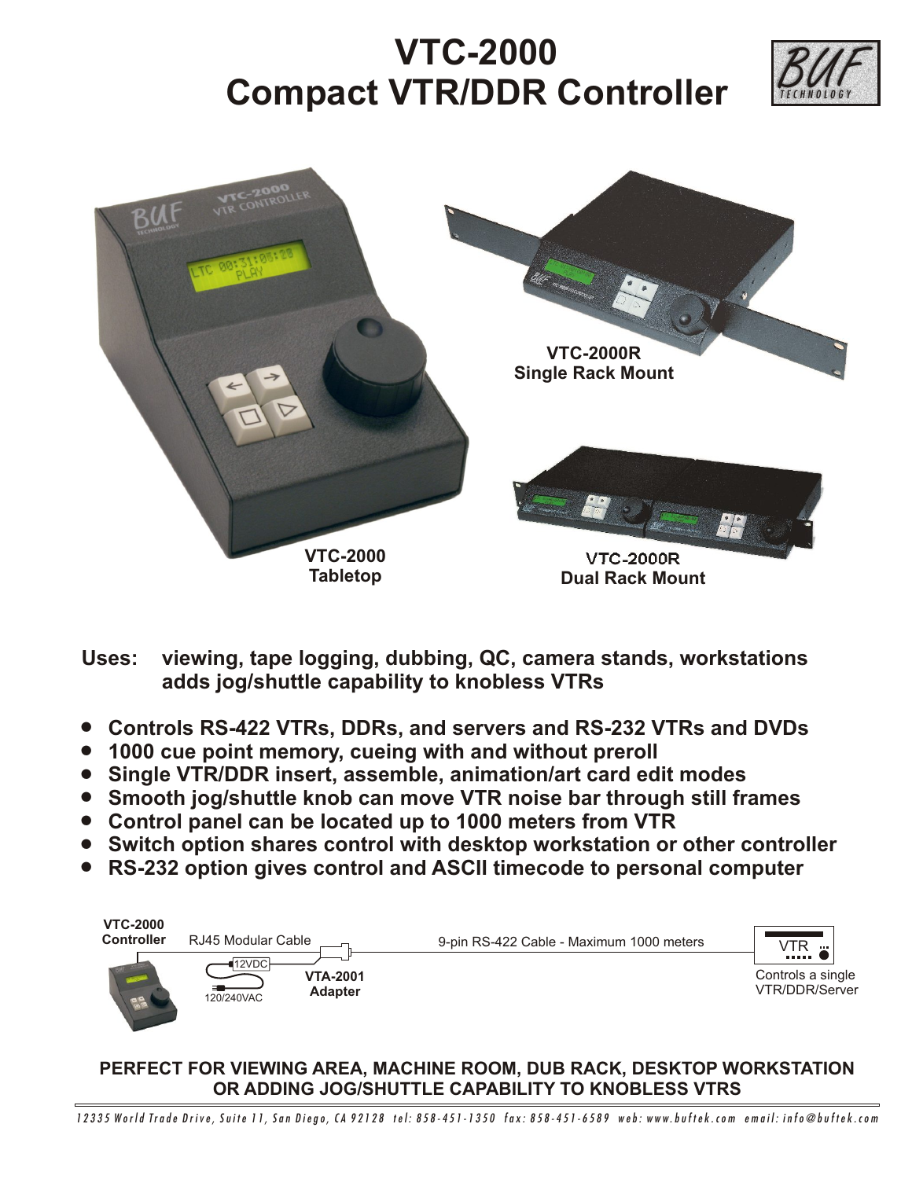# VTC-2000
# Compact VTR/DDR Controller

VTC-2000
Tabletop

VTC-2000R
Single Rack Mount

VTC-2000R
Dual Rack Mount

**Uses:** **viewing, tape logging, dubbing, QC, camera stands, workstations**
**adds jog/shuttle capability to knobless VTRs**

- **Controls RS-422 VTRs, DDRs, and servers and RS-232 VTRs and DVDs**
- **1000 cue point memory, cueing with and without preroll**
- **Single VTR/DDR insert, assemble, animation/art card edit modes**
- **Smooth jog/shuttle knob can move VTR noise bar through still frames**
- **Control panel can be located up to 1000 meters from VTR**
- **Switch option shares control with desktop workstation or other controller**
- **RS-232 option gives control and ASCII timecode to personal computer**

**VTC-2000 Controller** — RJ45 Modular Cable — 12VDC — 120/240VAC — **VTA-2001 Adapter** — 9-pin RS-422 Cable - Maximum 1000 meters — VTR

Controls a single VTR/DDR/Server

**PERFECT FOR VIEWING AREA, MACHINE ROOM, DUB RACK, DESKTOP WORKSTATION OR ADDING JOG/SHUTTLE CAPABILITY TO KNOBLESS VTRS**

*12335 World Trade Drive, Suite 11, San Diego, CA 92128 tel: 858-451-1350 fax: 858-451-6589 web: www.buftek.com email: info@buftek.com*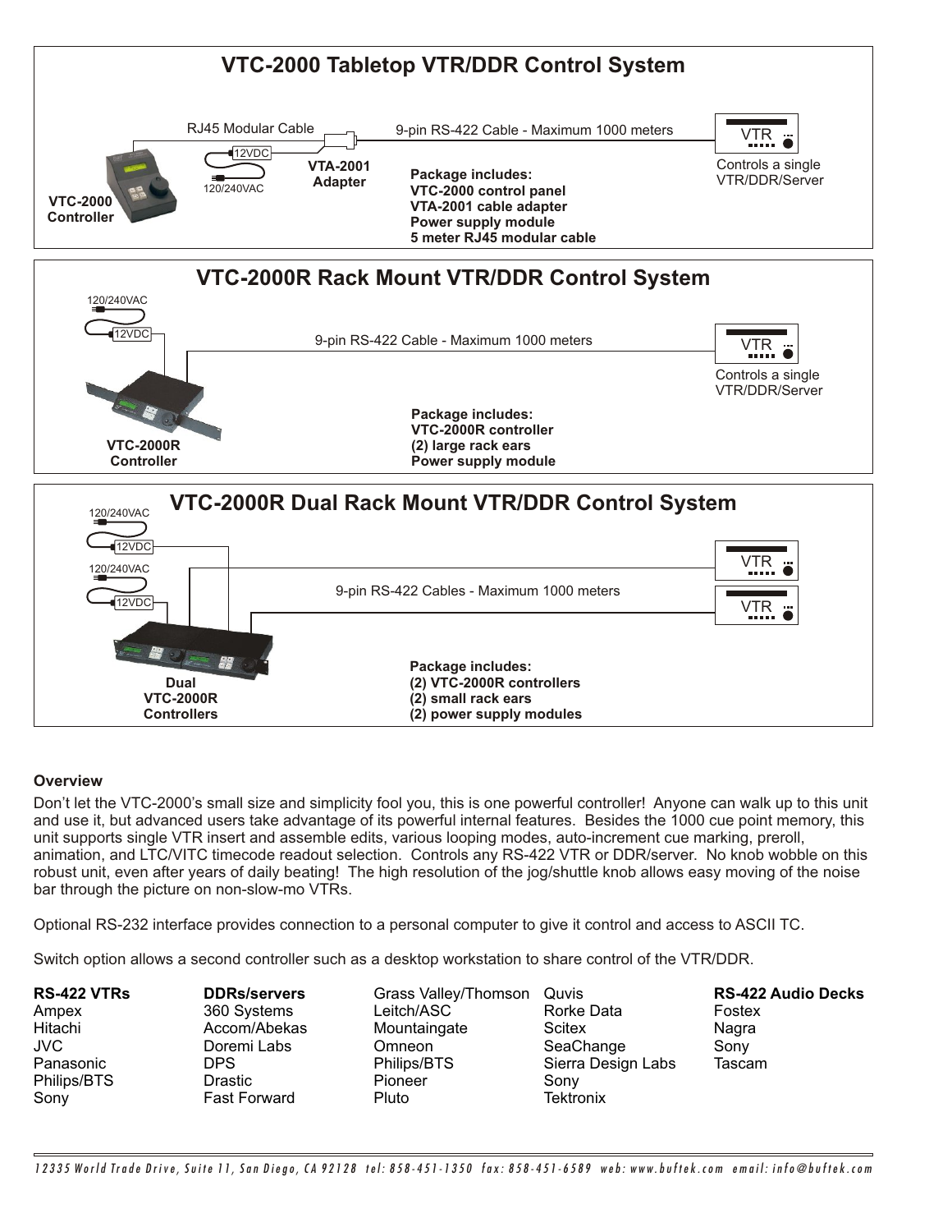## VTC-2000 Tabletop VTR/DDR Control System

RJ45 Modular Cable

12VDC

120/240VAC

VTA-2001 Adapter

9-pin RS-422 Cable - Maximum 1000 meters

VTR

Controls a single VTR/DDR/Server

VTC-2000 Controller

**Package includes:**
**VTC-2000 control panel**
**VTA-2001 cable adapter**
**Power supply module**
**5 meter RJ45 modular cable**

## VTC-2000R Rack Mount VTR/DDR Control System

120/240VAC

12VDC

9-pin RS-422 Cable - Maximum 1000 meters

VTR

Controls a single VTR/DDR/Server

**VTC-2000R Controller**

**Package includes:**
**VTC-2000R controller**
**(2) large rack ears**
**Power supply module**

## VTC-2000R Dual Rack Mount VTR/DDR Control System

120/240VAC

12VDC

120/240VAC

12VDC

9-pin RS-422 Cables - Maximum 1000 meters

VTR

VTR

**Dual VTC-2000R Controllers**

**Package includes:**
**(2) VTC-2000R controllers**
**(2) small rack ears**
**(2) power supply modules**

**Overview**

Don't let the VTC-2000's small size and simplicity fool you, this is one powerful controller! Anyone can walk up to this unit and use it, but advanced users take advantage of its powerful internal features. Besides the 1000 cue point memory, this unit supports single VTR insert and assemble edits, various looping modes, auto-increment cue marking, preroll, animation, and LTC/VITC timecode readout selection. Controls any RS-422 VTR or DDR/server. No knob wobble on this robust unit, even after years of daily beating! The high resolution of the jog/shuttle knob allows easy moving of the noise bar through the picture on non-slow-mo VTRs.

Optional RS-232 interface provides connection to a personal computer to give it control and access to ASCII TC.

Switch option allows a second controller such as a desktop workstation to share control of the VTR/DDR.

**RS-422 VTRs**
Ampex
Hitachi
JVC
Panasonic
Philips/BTS
Sony

**DDRs/servers**
360 Systems
Accom/Abekas
Doremi Labs
DPS
Drastic
Fast Forward
Grass Valley/Thomson
Leitch/ASC
Mountaingate
Omneon
Philips/BTS
Pioneer
Pluto
Quvis
Rorke Data
Scitex
SeaChange
Sierra Design Labs
Sony
Tektronix

**RS-422 Audio Decks**
Fostex
Nagra
Sony
Tascam

*12335 World Trade Drive, Suite 11, San Diego, CA 92128 tel: 858-451-1350 fax: 858-451-6589 web: www.buftek.com email: info@buftek.com*